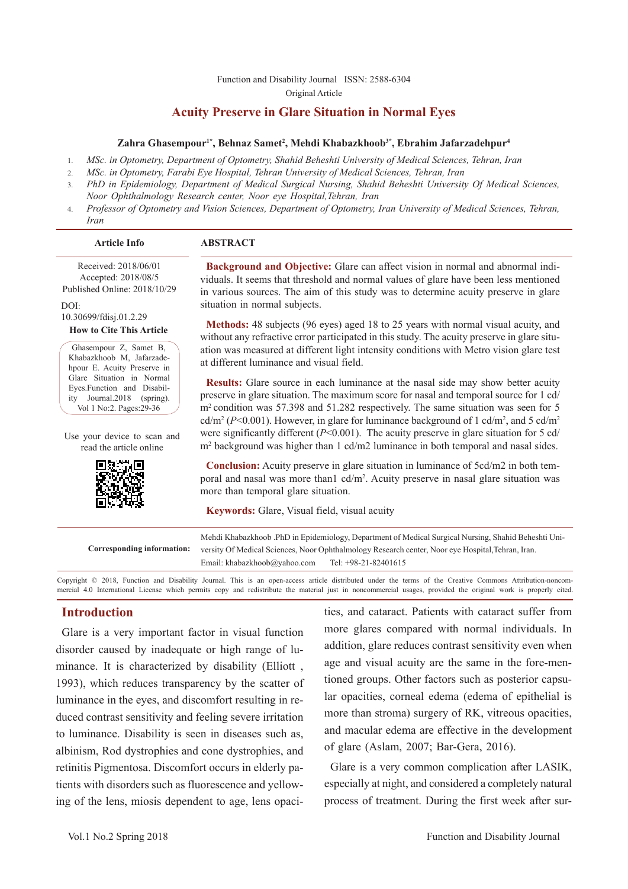Function and Disability Journal ISSN: 2588-6304

Original Article

# Acuity Preserve in Glare Situation in Normal Eyes

**Zahra Ghasempour[1*], Behnaz Samet[2], Mehdi Khabazkhoob[3*], Ebrahim Jafarzadehpur[4]**

1. *MSc. in Optometry, Department of Optometry, Shahid Beheshti University of Medical Sciences, Tehran, Iran*
2. *MSc. in Optometry, Farabi Eye Hospital, Tehran University of Medical Sciences, Tehran, Iran*
3. *PhD in Epidemiology, Department of Medical Surgical Nursing, Shahid Beheshti University Of Medical Sciences, Noor Ophthalmology Research center, Noor eye Hospital,Tehran, Iran*
4. *Professor of Optometry and Vision Sciences, Department of Optometry, Iran University of Medical Sciences, Tehran, Iran*

**Article Info**

Received: 2018/06/01
Accepted: 2018/08/5
Published Online: 2018/10/29

DOI:
10.30699/fdisj.01.2.29

**How to Cite This Article**

Ghasempour Z, Samet B, Khabazkhoob M, Jafarzadehpour E. Acuity Preserve in Glare Situation in Normal Eyes.Function and Disability Journal.2018 (spring). Vol 1 No:2. Pages:29-36

Use your device to scan and read the article online

## ABSTRACT

**Background and Objective:** Glare can affect vision in normal and abnormal individuals. It seems that threshold and normal values of glare have been less mentioned in various sources. The aim of this study was to determine acuity preserve in glare situation in normal subjects.

**Methods:** 48 subjects (96 eyes) aged 18 to 25 years with normal visual acuity, and without any refractive error participated in this study. The acuity preserve in glare situation was measured at different light intensity conditions with Metro vision glare test at different luminance and visual field.

**Results:** Glare source in each luminance at the nasal side may show better acuity preserve in glare situation. The maximum score for nasal and temporal source for 1 cd/m$^2$ condition was 57.398 and 51.282 respectively. The same situation was seen for 5 cd/m$^2$ ($P$<0.001). However, in glare for luminance background of 1 cd/m$^2$, and 5 cd/m$^2$ were significantly different ($P$<0.001). The acuity preserve in glare situation for 5 cd/m$^2$ background was higher than 1 cd/m2 luminance in both temporal and nasal sides.

**Conclusion:** Acuity preserve in glare situation in luminance of 5cd/m2 in both temporal and nasal was more than1 cd/m$^2$. Acuity preserve in nasal glare situation was more than temporal glare situation.

**Keywords:** Glare, Visual field, visual acuity

**Corresponding information:** Mehdi Khabazkhoob .PhD in Epidemiology, Department of Medical Surgical Nursing, Shahid Beheshti University Of Medical Sciences, Noor Ophthalmology Research center, Noor eye Hospital,Tehran, Iran.
Email: khabazkhoob@yahoo.com Tel: +98-21-82401615

Copyright © 2018, Function and Disability Journal. This is an open-access article distributed under the terms of the Creative Commons Attribution-noncommercial 4.0 International License which permits copy and redistribute the material just in noncommercial usages, provided the original work is properly cited.

## Introduction

Glare is a very important factor in visual function disorder caused by inadequate or high range of luminance. It is characterized by disability (Elliott , 1993), which reduces transparency by the scatter of luminance in the eyes, and discomfort resulting in reduced contrast sensitivity and feeling severe irritation to luminance. Disability is seen in diseases such as, albinism, Rod dystrophies and cone dystrophies, and retinitis Pigmentosa. Discomfort occurs in elderly patients with disorders such as fluorescence and yellowing of the lens, miosis dependent to age, lens opacities, and cataract. Patients with cataract suffer from more glares compared with normal individuals. In addition, glare reduces contrast sensitivity even when age and visual acuity are the same in the fore-mentioned groups. Other factors such as posterior capsular opacities, corneal edema (edema of epithelial is more than stroma) surgery of RK, vitreous opacities, and macular edema are effective in the development of glare (Aslam, 2007; Bar-Gera, 2016).

Glare is a very common complication after LASIK, especially at night, and considered a completely natural process of treatment. During the first week after sur-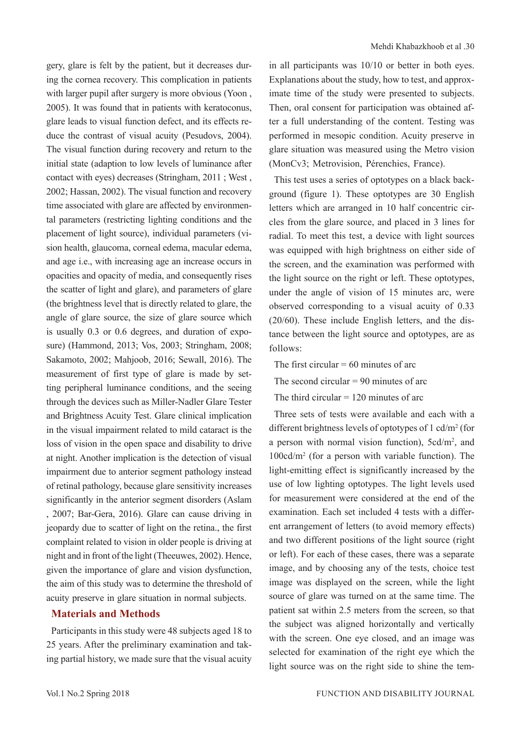gery, glare is felt by the patient, but it decreases during the cornea recovery. This complication in patients with larger pupil after surgery is more obvious (Yoon , 2005). It was found that in patients with keratoconus, glare leads to visual function defect, and its effects reduce the contrast of visual acuity (Pesudovs, 2004). The visual function during recovery and return to the initial state (adaption to low levels of luminance after contact with eyes) decreases (Stringham, 2011 ; West , 2002; Hassan, 2002). The visual function and recovery time associated with glare are affected by environmental parameters (restricting lighting conditions and the placement of light source), individual parameters (vision health, glaucoma, corneal edema, macular edema, and age i.e., with increasing age an increase occurs in opacities and opacity of media, and consequently rises the scatter of light and glare), and parameters of glare (the brightness level that is directly related to glare, the angle of glare source, the size of glare source which is usually 0.3 or 0.6 degrees, and duration of exposure) (Hammond, 2013; Vos, 2003; Stringham, 2008; Sakamoto, 2002; Mahjoob, 2016; Sewall, 2016). The measurement of first type of glare is made by setting peripheral luminance conditions, and the seeing through the devices such as Miller-Nadler Glare Tester and Brightness Acuity Test. Glare clinical implication in the visual impairment related to mild cataract is the loss of vision in the open space and disability to drive at night. Another implication is the detection of visual impairment due to anterior segment pathology instead of retinal pathology, because glare sensitivity increases significantly in the anterior segment disorders (Aslam , 2007; Bar-Gera, 2016). Glare can cause driving in jeopardy due to scatter of light on the retina., the first complaint related to vision in older people is driving at night and in front of the light (Theeuwes, 2002). Hence, given the importance of glare and vision dysfunction, the aim of this study was to determine the threshold of acuity preserve in glare situation in normal subjects.

## Materials and Methods

Participants in this study were 48 subjects aged 18 to 25 years. After the preliminary examination and taking partial history, we made sure that the visual acuity in all participants was 10/10 or better in both eyes. Explanations about the study, how to test, and approximate time of the study were presented to subjects. Then, oral consent for participation was obtained after a full understanding of the content. Testing was performed in mesopic condition. Acuity preserve in glare situation was measured using the Metro vision (MonCv3; Metrovision, Pérenchies, France).

This test uses a series of optotypes on a black background (figure 1). These optotypes are 30 English letters which are arranged in 10 half concentric circles from the glare source, and placed in 3 lines for radial. To meet this test, a device with light sources was equipped with high brightness on either side of the screen, and the examination was performed with the light source on the right or left. These optotypes, under the angle of vision of 15 minutes arc, were observed corresponding to a visual acuity of 0.33 (20/60). These include English letters, and the distance between the light source and optotypes, are as follows:

The first circular = 60 minutes of arc

The second circular = 90 minutes of arc

The third circular = 120 minutes of arc

Three sets of tests were available and each with a different brightness levels of optotypes of 1 cd/m$^2$ (for a person with normal vision function), 5cd/m$^2$, and 100cd/m$^2$ (for a person with variable function). The light-emitting effect is significantly increased by the use of low lighting optotypes. The light levels used for measurement were considered at the end of the examination. Each set included 4 tests with a different arrangement of letters (to avoid memory effects) and two different positions of the light source (right or left). For each of these cases, there was a separate image, and by choosing any of the tests, choice test image was displayed on the screen, while the light source of glare was turned on at the same time. The patient sat within 2.5 meters from the screen, so that the subject was aligned horizontally and vertically with the screen. One eye closed, and an image was selected for examination of the right eye which the light source was on the right side to shine the tem-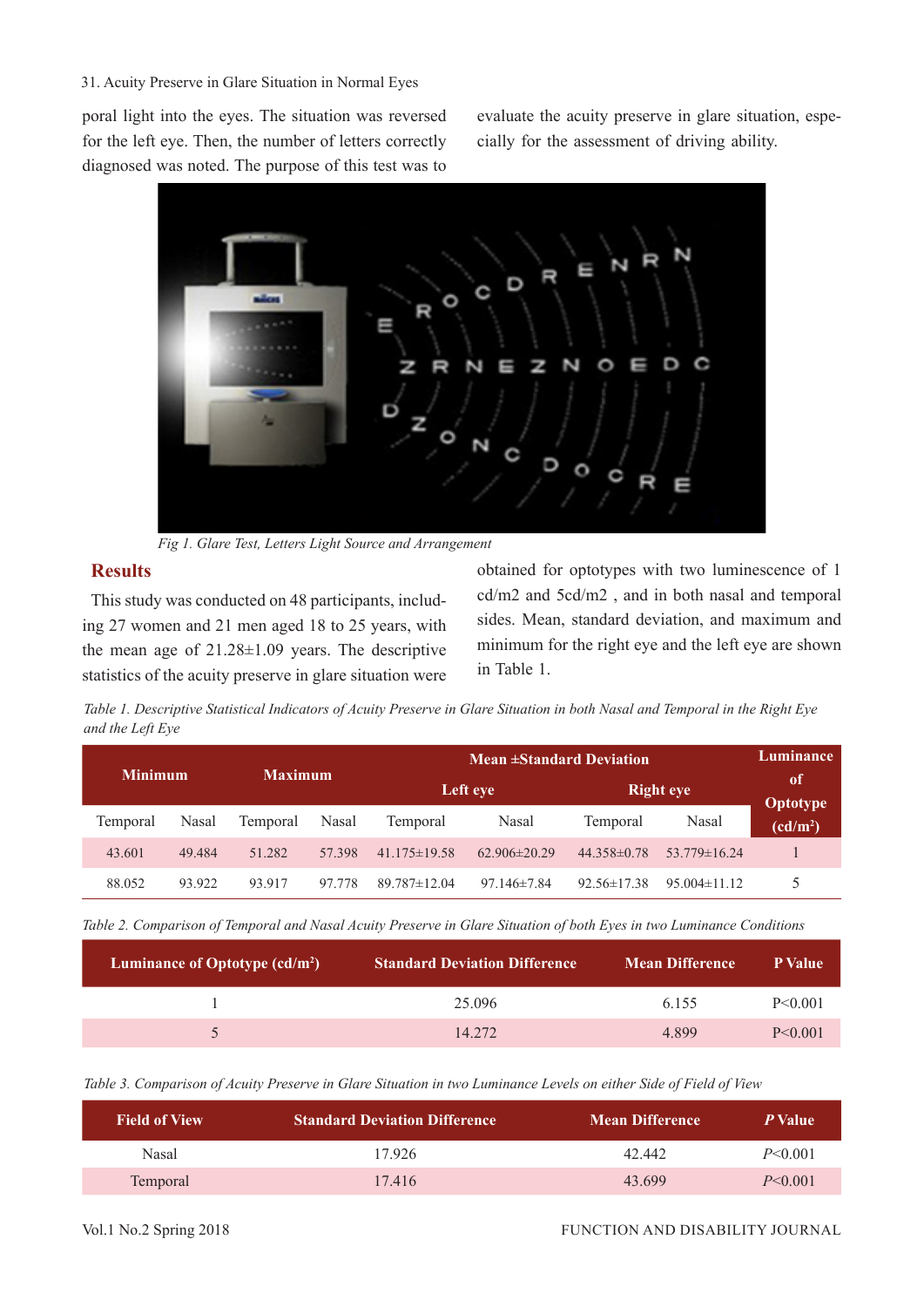poral light into the eyes. The situation was reversed for the left eye. Then, the number of letters correctly diagnosed was noted. The purpose of this test was to evaluate the acuity preserve in glare situation, especially for the assessment of driving ability.

*Fig 1. Glare Test, Letters Light Source and Arrangement*

## Results

This study was conducted on 48 participants, including 27 women and 21 men aged 18 to 25 years, with the mean age of 21.28±1.09 years. The descriptive statistics of the acuity preserve in glare situation were obtained for optotypes with two luminescence of 1 cd/m2 and 5cd/m2 , and in both nasal and temporal sides. Mean, standard deviation, and maximum and minimum for the right eye and the left eye are shown in Table 1.

*Table 1. Descriptive Statistical Indicators of Acuity Preserve in Glare Situation in both Nasal and Temporal in the Right Eye and the Left Eye*

| Minimum | | Maximum | | Mean ±Standard Deviation | | | | Luminance of Optotype ($cd/m^2$) |
|---|---|---|---|---|---|---|---|---|
| | | | | Left eye | | Right eye | | |
| Temporal | Nasal | Temporal | Nasal | Temporal | Nasal | Temporal | Nasal | |
| 43.601 | 49.484 | 51.282 | 57.398 | 41.175±19.58 | 62.906±20.29 | 44.358±0.78 | 53.779±16.24 | 1 |
| 88.052 | 93.922 | 93.917 | 97.778 | 89.787±12.04 | 97.146±7.84 | 92.56±17.38 | 95.004±11.12 | 5 |

*Table 2. Comparison of Temporal and Nasal Acuity Preserve in Glare Situation of both Eyes in two Luminance Conditions*

| Luminance of Optotype ($cd/m^2$) | Standard Deviation Difference | Mean Difference | P Value |
|---|---|---|---|
| 1 | 25.096 | 6.155 | P<0.001 |
| 5 | 14.272 | 4.899 | P<0.001 |

*Table 3. Comparison of Acuity Preserve in Glare Situation in two Luminance Levels on either Side of Field of View*

| Field of View | Standard Deviation Difference | Mean Difference | *P* Value |
|---|---|---|---|
| Nasal | 17.926 | 42.442 | *P*<0.001 |
| Temporal | 17.416 | 43.699 | *P*<0.001 |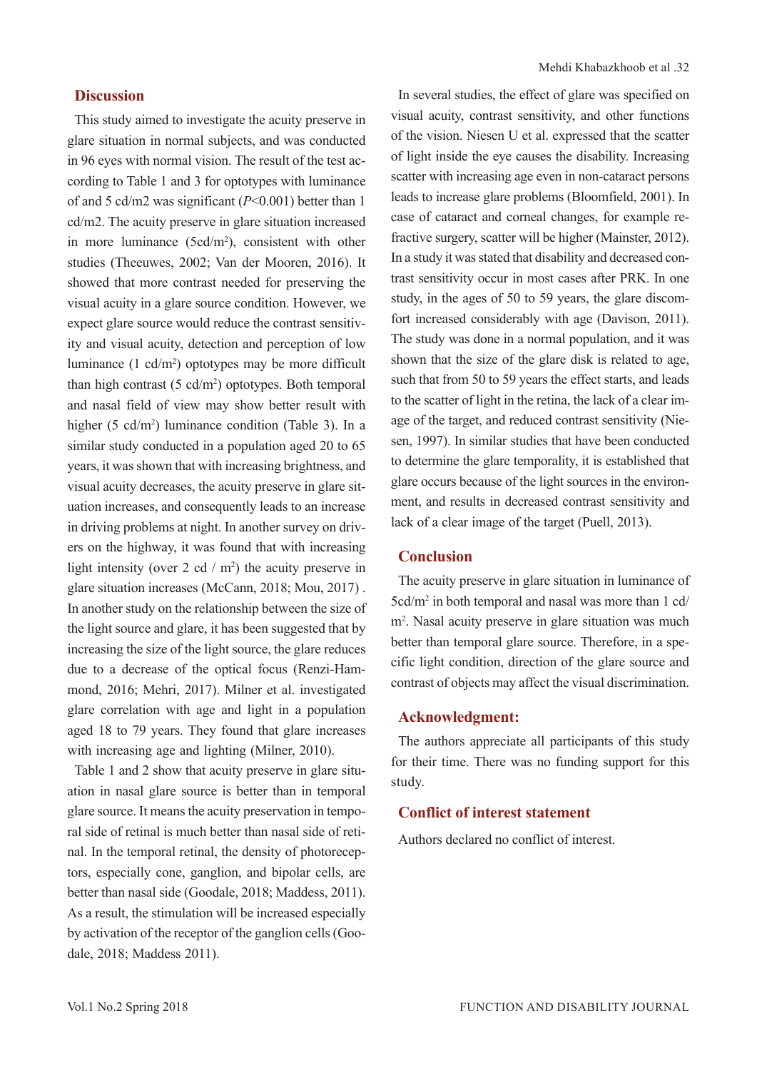## Discussion

This study aimed to investigate the acuity preserve in glare situation in normal subjects, and was conducted in 96 eyes with normal vision. The result of the test according to Table 1 and 3 for optotypes with luminance of and 5 cd/m2 was significant (*P*<0.001) better than 1 cd/m2. The acuity preserve in glare situation increased in more luminance (5cd/m$^2$), consistent with other studies (Theeuwes, 2002; Van der Mooren, 2016). It showed that more contrast needed for preserving the visual acuity in a glare source condition. However, we expect glare source would reduce the contrast sensitivity and visual acuity, detection and perception of low luminance (1 cd/m$^2$) optotypes may be more difficult than high contrast (5 cd/m$^2$) optotypes. Both temporal and nasal field of view may show better result with higher (5 cd/m$^2$) luminance condition (Table 3). In a similar study conducted in a population aged 20 to 65 years, it was shown that with increasing brightness, and visual acuity decreases, the acuity preserve in glare situation increases, and consequently leads to an increase in driving problems at night. In another survey on drivers on the highway, it was found that with increasing light intensity (over 2 cd / m$^2$) the acuity preserve in glare situation increases (McCann, 2018; Mou, 2017) . In another study on the relationship between the size of the light source and glare, it has been suggested that by increasing the size of the light source, the glare reduces due to a decrease of the optical focus (Renzi-Hammond, 2016; Mehri, 2017). Milner et al. investigated glare correlation with age and light in a population aged 18 to 79 years. They found that glare increases with increasing age and lighting (Milner, 2010).

Table 1 and 2 show that acuity preserve in glare situation in nasal glare source is better than in temporal glare source. It means the acuity preservation in temporal side of retinal is much better than nasal side of retinal. In the temporal retinal, the density of photoreceptors, especially cone, ganglion, and bipolar cells, are better than nasal side (Goodale, 2018; Maddess, 2011). As a result, the stimulation will be increased especially by activation of the receptor of the ganglion cells (Goodale, 2018; Maddess 2011).

In several studies, the effect of glare was specified on visual acuity, contrast sensitivity, and other functions of the vision. Niesen U et al. expressed that the scatter of light inside the eye causes the disability. Increasing scatter with increasing age even in non-cataract persons leads to increase glare problems (Bloomfield, 2001). In case of cataract and corneal changes, for example refractive surgery, scatter will be higher (Mainster, 2012). In a study it was stated that disability and decreased contrast sensitivity occur in most cases after PRK. In one study, in the ages of 50 to 59 years, the glare discomfort increased considerably with age (Davison, 2011). The study was done in a normal population, and it was shown that the size of the glare disk is related to age, such that from 50 to 59 years the effect starts, and leads to the scatter of light in the retina, the lack of a clear image of the target, and reduced contrast sensitivity (Niesen, 1997). In similar studies that have been conducted to determine the glare temporality, it is established that glare occurs because of the light sources in the environment, and results in decreased contrast sensitivity and lack of a clear image of the target (Puell, 2013).

## Conclusion

The acuity preserve in glare situation in luminance of 5cd/m$^2$ in both temporal and nasal was more than 1 cd/m$^2$. Nasal acuity preserve in glare situation was much better than temporal glare source. Therefore, in a specific light condition, direction of the glare source and contrast of objects may affect the visual discrimination.

## Acknowledgment:

The authors appreciate all participants of this study for their time. There was no funding support for this study.

## Conflict of interest statement

Authors declared no conflict of interest.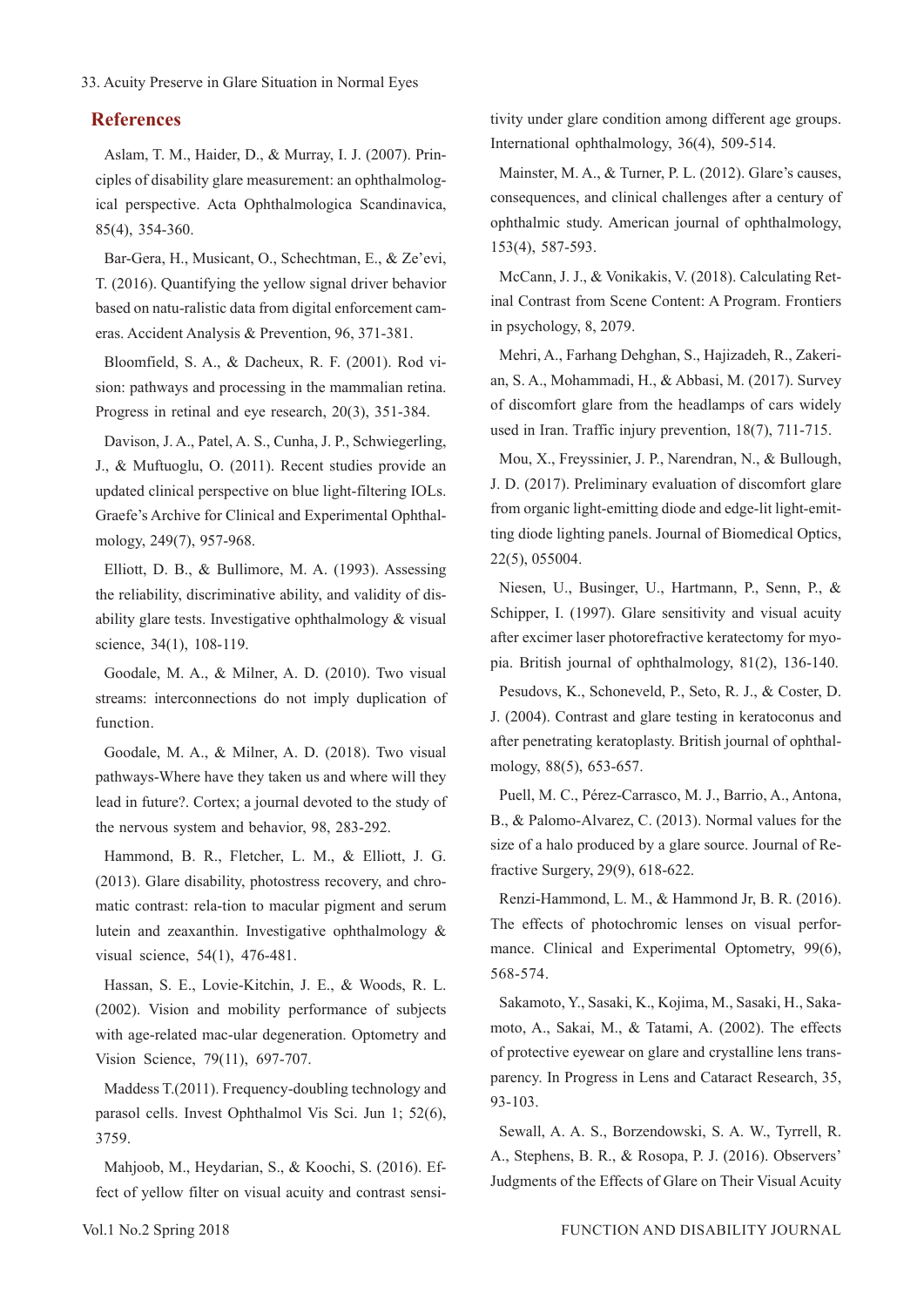## References

Aslam, T. M., Haider, D., & Murray, I. J. (2007). Principles of disability glare measurement: an ophthalmological perspective. Acta Ophthalmologica Scandinavica, 85(4), 354-360.

Bar-Gera, H., Musicant, O., Schechtman, E., & Ze'evi, T. (2016). Quantifying the yellow signal driver behavior based on natu-ralistic data from digital enforcement cameras. Accident Analysis & Prevention, 96, 371-381.

Bloomfield, S. A., & Dacheux, R. F. (2001). Rod vision: pathways and processing in the mammalian retina. Progress in retinal and eye research, 20(3), 351-384.

Davison, J. A., Patel, A. S., Cunha, J. P., Schwiegerling, J., & Muftuoglu, O. (2011). Recent studies provide an updated clinical perspective on blue light-filtering IOLs. Graefe's Archive for Clinical and Experimental Ophthalmology, 249(7), 957-968.

Elliott, D. B., & Bullimore, M. A. (1993). Assessing the reliability, discriminative ability, and validity of disability glare tests. Investigative ophthalmology & visual science, 34(1), 108-119.

Goodale, M. A., & Milner, A. D. (2010). Two visual streams: interconnections do not imply duplication of function.

Goodale, M. A., & Milner, A. D. (2018). Two visual pathways-Where have they taken us and where will they lead in future?. Cortex; a journal devoted to the study of the nervous system and behavior, 98, 283-292.

Hammond, B. R., Fletcher, L. M., & Elliott, J. G. (2013). Glare disability, photostress recovery, and chromatic contrast: rela-tion to macular pigment and serum lutein and zeaxanthin. Investigative ophthalmology & visual science, 54(1), 476-481.

Hassan, S. E., Lovie-Kitchin, J. E., & Woods, R. L. (2002). Vision and mobility performance of subjects with age-related mac-ular degeneration. Optometry and Vision Science, 79(11), 697-707.

Maddess T.(2011). Frequency-doubling technology and parasol cells. Invest Ophthalmol Vis Sci. Jun 1; 52(6), 3759.

Mahjoob, M., Heydarian, S., & Koochi, S. (2016). Effect of yellow filter on visual acuity and contrast sensitivity under glare condition among different age groups. International ophthalmology, 36(4), 509-514.

Mainster, M. A., & Turner, P. L. (2012). Glare's causes, consequences, and clinical challenges after a century of ophthalmic study. American journal of ophthalmology, 153(4), 587-593.

McCann, J. J., & Vonikakis, V. (2018). Calculating Retinal Contrast from Scene Content: A Program. Frontiers in psychology, 8, 2079.

Mehri, A., Farhang Dehghan, S., Hajizadeh, R., Zakerian, S. A., Mohammadi, H., & Abbasi, M. (2017). Survey of discomfort glare from the headlamps of cars widely used in Iran. Traffic injury prevention, 18(7), 711-715.

Mou, X., Freyssinier, J. P., Narendran, N., & Bullough, J. D. (2017). Preliminary evaluation of discomfort glare from organic light-emitting diode and edge-lit light-emitting diode lighting panels. Journal of Biomedical Optics, 22(5), 055004.

Niesen, U., Businger, U., Hartmann, P., Senn, P., & Schipper, I. (1997). Glare sensitivity and visual acuity after excimer laser photorefractive keratectomy for myopia. British journal of ophthalmology, 81(2), 136-140.

Pesudovs, K., Schoneveld, P., Seto, R. J., & Coster, D. J. (2004). Contrast and glare testing in keratoconus and after penetrating keratoplasty. British journal of ophthalmology, 88(5), 653-657.

Puell, M. C., Pérez-Carrasco, M. J., Barrio, A., Antona, B., & Palomo-Alvarez, C. (2013). Normal values for the size of a halo produced by a glare source. Journal of Refractive Surgery, 29(9), 618-622.

Renzi-Hammond, L. M., & Hammond Jr, B. R. (2016). The effects of photochromic lenses on visual performance. Clinical and Experimental Optometry, 99(6), 568-574.

Sakamoto, Y., Sasaki, K., Kojima, M., Sasaki, H., Sakamoto, A., Sakai, M., & Tatami, A. (2002). The effects of protective eyewear on glare and crystalline lens transparency. In Progress in Lens and Cataract Research, 35, 93-103.

Sewall, A. A. S., Borzendowski, S. A. W., Tyrrell, R. A., Stephens, B. R., & Rosopa, P. J. (2016). Observers' Judgments of the Effects of Glare on Their Visual Acuity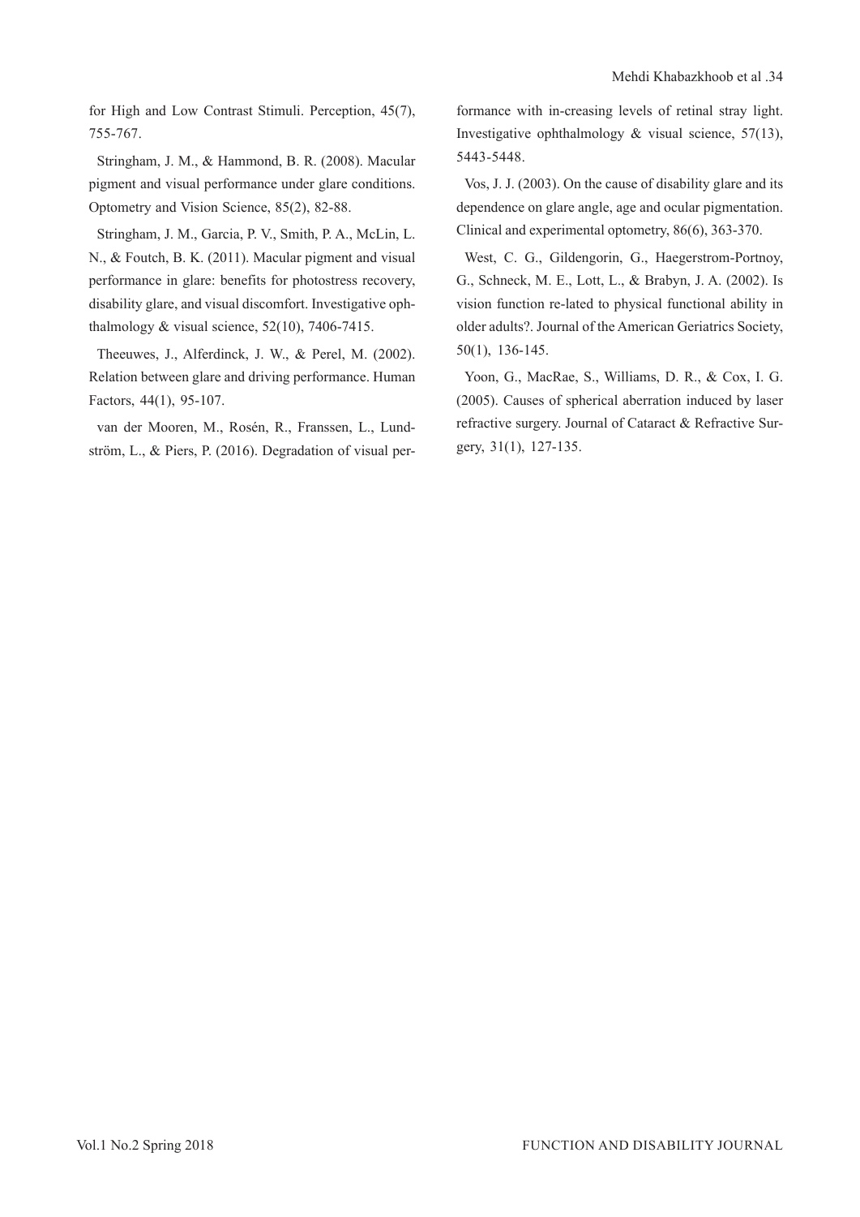for High and Low Contrast Stimuli. Perception, 45(7), 755-767.

Stringham, J. M., & Hammond, B. R. (2008). Macular pigment and visual performance under glare conditions. Optometry and Vision Science, 85(2), 82-88.

Stringham, J. M., Garcia, P. V., Smith, P. A., McLin, L. N., & Foutch, B. K. (2011). Macular pigment and visual performance in glare: benefits for photostress recovery, disability glare, and visual discomfort. Investigative ophthalmology & visual science, 52(10), 7406-7415.

Theeuwes, J., Alferdinck, J. W., & Perel, M. (2002). Relation between glare and driving performance. Human Factors, 44(1), 95-107.

van der Mooren, M., Rosén, R., Franssen, L., Lundström, L., & Piers, P. (2016). Degradation of visual performance with in-creasing levels of retinal stray light. Investigative ophthalmology & visual science, 57(13), 5443-5448.

Vos, J. J. (2003). On the cause of disability glare and its dependence on glare angle, age and ocular pigmentation. Clinical and experimental optometry, 86(6), 363-370.

West, C. G., Gildengorin, G., Haegerstrom-Portnoy, G., Schneck, M. E., Lott, L., & Brabyn, J. A. (2002). Is vision function re-lated to physical functional ability in older adults?. Journal of the American Geriatrics Society, 50(1), 136-145.

Yoon, G., MacRae, S., Williams, D. R., & Cox, I. G. (2005). Causes of spherical aberration induced by laser refractive surgery. Journal of Cataract & Refractive Surgery, 31(1), 127-135.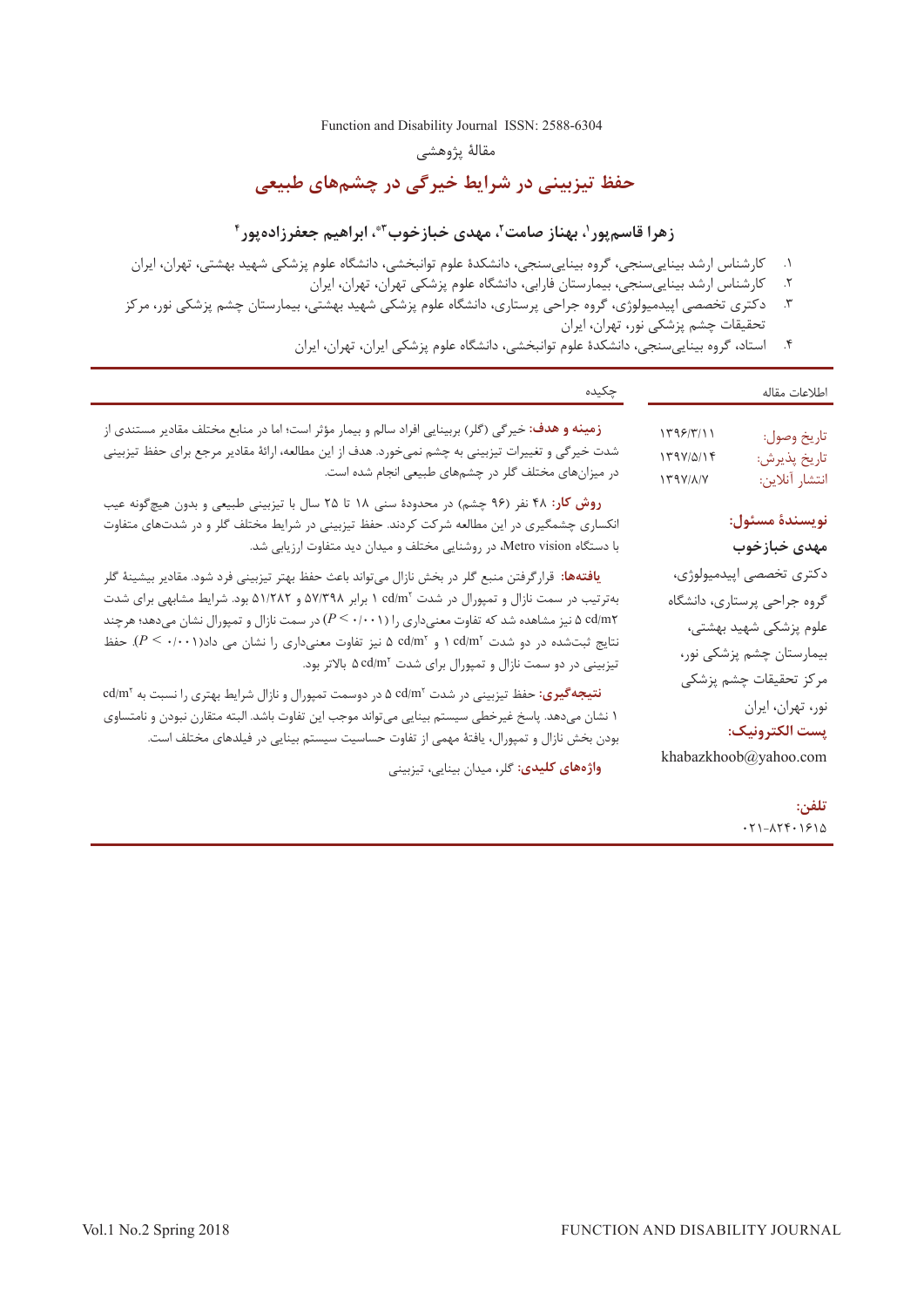Function and Disability Journal ISSN: 2588-6304

مقالهٔ پژوهشی

# حفظ تیزبینی در شرایط خیرگی در چشم‌های طبیعی

**زهرا قاسم‌پور[۱]، بهناز صامت[۲]، مهدی خبازخوب[۳*]، ابراهیم جعفرزاده‌پور[۴]**

۱. کارشناس ارشد بینایی‌سنجی، گروه بینایی‌سنجی، دانشکدهٔ علوم توانبخشی، دانشگاه علوم پزشکی شهید بهشتی، تهران، ایران
۲. کارشناس ارشد بینایی‌سنجی، بیمارستان فارابی، دانشگاه علوم پزشکی تهران، تهران، ایران
۳. دکتری تخصصی اپیدمیولوژی، گروه جراحی پرستاری، دانشگاه علوم پزشکی شهید بهشتی، بیمارستان چشم پزشکی نور، مرکز تحقیقات چشم پزشکی نور، تهران، ایران
۴. استاد، گروه بینایی‌سنجی، دانشکدهٔ علوم توانبخشی، دانشگاه علوم پزشکی ایران، تهران، ایران

## اطلاعات مقاله

تاریخ وصول: ۱۳۹۶/۳/۱۱
تاریخ پذیرش: ۱۳۹۷/۵/۱۴
انتشار آنلاین: ۱۳۹۷/۸/۷

**نویسندهٔ مسئول:**

**مهدی خبازخوب**

دکتری تخصصی اپیدمیولوژی، گروه جراحی پرستاری، دانشگاه علوم پزشکی شهید بهشتی، بیمارستان چشم پزشکی نور، مرکز تحقیقات چشم پزشکی نور، تهران، ایران

**پست الکترونیک:**
khabazkhoob@yahoo.com

**تلفن:**
۰۲۱-۸۲۴۰۱۶۱۵

## چکیده

**زمینه و هدف:** خیرگی (گلر) بربینایی افراد سالم و بیمار مؤثر است؛ اما در منابع مختلف مقادیر مستندی از شدت خیرگی و تغییرات تیزبینی به چشم نمی‌خورد. هدف از این مطالعه، ارائهٔ مقادیر مرجع برای حفظ تیزبینی در میزان‌های مختلف گلر در چشم‌های طبیعی انجام شده است.

**روش کار:** ۴۸ نفر (۹۶ چشم) در محدودهٔ سنی ۱۸ تا ۲۵ سال با تیزبینی طبیعی و بدون هیچ‌گونه عیب انکساری چشمگیری در این مطالعه شرکت کردند. حفظ تیزبینی در شرایط مختلف گلر و در شدت‌های متفاوت با دستگاه Metro vision، در روشنایی مختلف و میدان دید متفاوت ارزیابی شد.

**یافته‌ها:** قرارگرفتن منبع گلر در بخش نازال می‌تواند باعث حفظ بهتر تیزبینی فرد شود. مقادیر بیشینهٔ گلر به‌ترتیب در سمت نازال و تمپورال در شدت ۱ $cd/m^2$ برابر ۵۷/۳۹۸ و ۵۱/۲۸۲ بود. شرایط مشابهی برای شدت ۵ $cd/m^2$ نیز مشاهده شد که تفاوت معنی‌داری را ($P < ۰/۰۰۱$) در سمت نازال و تمپورال نشان می‌دهد؛ هرچند نتایج ثبت‌شده در دو شدت ۱ $cd/m^2$ و ۵ $cd/m^2$ نیز تفاوت معنی‌داری را نشان می داد($P < ۰/۰۰۱$). حفظ تیزبینی در دو سمت نازال و تمپورال برای شدت ۵ $cd/m^2$ بالاتر بود.

**نتیجه‌گیری:** حفظ تیزبینی در شدت ۵ $cd/m^2$ در دوسمت تمپورال و نازال شرایط بهتری را نسبت به ۱ $cd/m^2$ نشان می‌دهد. پاسخ غیرخطی سیستم بینایی می‌تواند موجب این تفاوت باشد. البته متقارن نبودن و نامتساوی بودن بخش نازال و تمپورال، یافتهٔ مهمی از تفاوت حساسیت سیستم بینایی در فیلدهای مختلف است.

**واژه‌های کلیدی:** گلر، میدان بینایی، تیزبینی